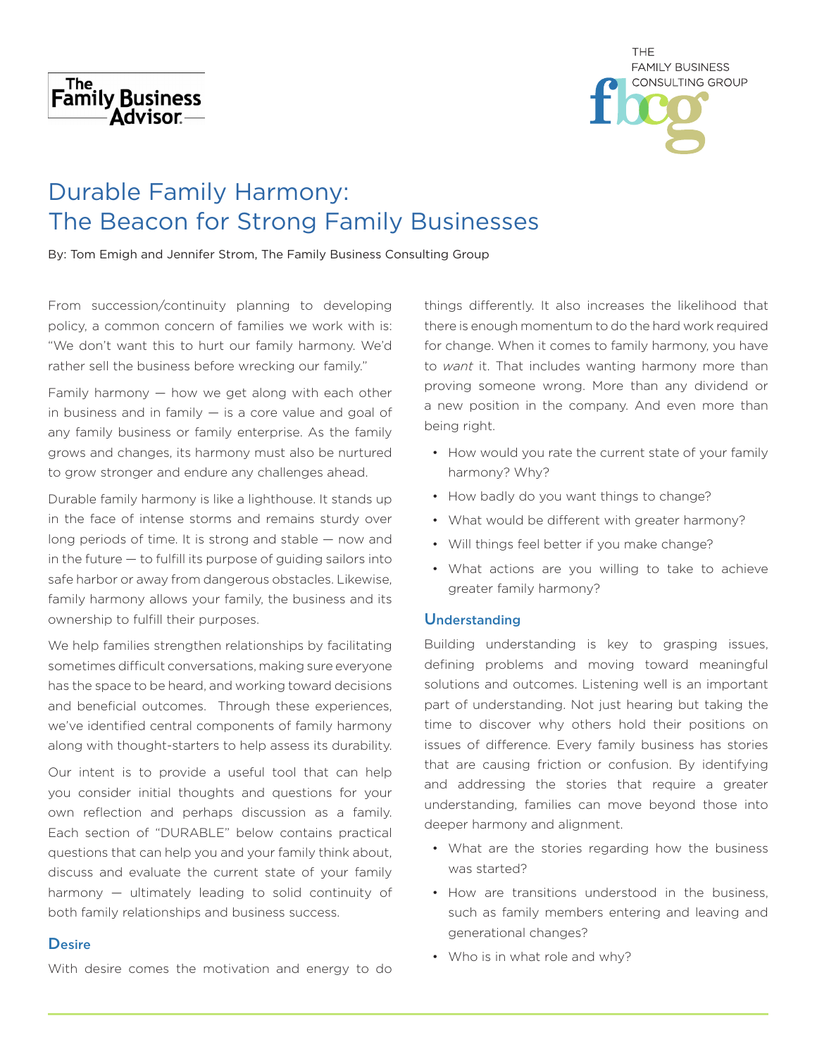# Durable Family Harmony: The Beacon for Strong Family Businesses

By: Tom Emigh and Jennifer Strom, The Family Business Consulting Group

From succession/continuity planning to developing policy, a common concern of families we work with is: "We don't want this to hurt our family harmony. We'd rather sell the business before wrecking our family."

Family harmony — how we get along with each other in business and in family — is a core value and goal of any family business or family enterprise. As the family grows and changes, its harmony must also be nurtured to grow stronger and endure any challenges ahead.

Durable family harmony is like a lighthouse. It stands up in the face of intense storms and remains sturdy over long periods of time. It is strong and stable — now and in the future — to fulfill its purpose of guiding sailors into safe harbor or away from dangerous obstacles. Likewise, family harmony allows your family, the business and its ownership to fulfill their purposes.

We help families strengthen relationships by facilitating sometimes difficult conversations, making sure everyone has the space to be heard, and working toward decisions and beneficial outcomes. Through these experiences, we've identified central components of family harmony along with thought-starters to help assess its durability.

Our intent is to provide a useful tool that can help you consider initial thoughts and questions for your own reflection and perhaps discussion as a family. Each section of "DURABLE" below contains practical questions that can help you and your family think about, discuss and evaluate the current state of your family harmony — ultimately leading to solid continuity of both family relationships and business success.

## Desire

With desire comes the motivation and energy to do things differently. It also increases the likelihood that there is enough momentum to do the hard work required for change. When it comes to family harmony, you have to *want* it. That includes wanting harmony more than proving someone wrong. More than any dividend or a new position in the company. And even more than being right.

- How would you rate the current state of your family harmony? Why?
- How badly do you want things to change?
- What would be different with greater harmony?
- Will things feel better if you make change?
- What actions are you willing to take to achieve greater family harmony?

## Understanding

Building understanding is key to grasping issues, defining problems and moving toward meaningful solutions and outcomes. Listening well is an important part of understanding. Not just hearing but taking the time to discover why others hold their positions on issues of difference. Every family business has stories that are causing friction or confusion. By identifying and addressing the stories that require a greater understanding, families can move beyond those into deeper harmony and alignment.

- What are the stories regarding how the business was started?
- How are transitions understood in the business, such as family members entering and leaving and generational changes?
- Who is in what role and why?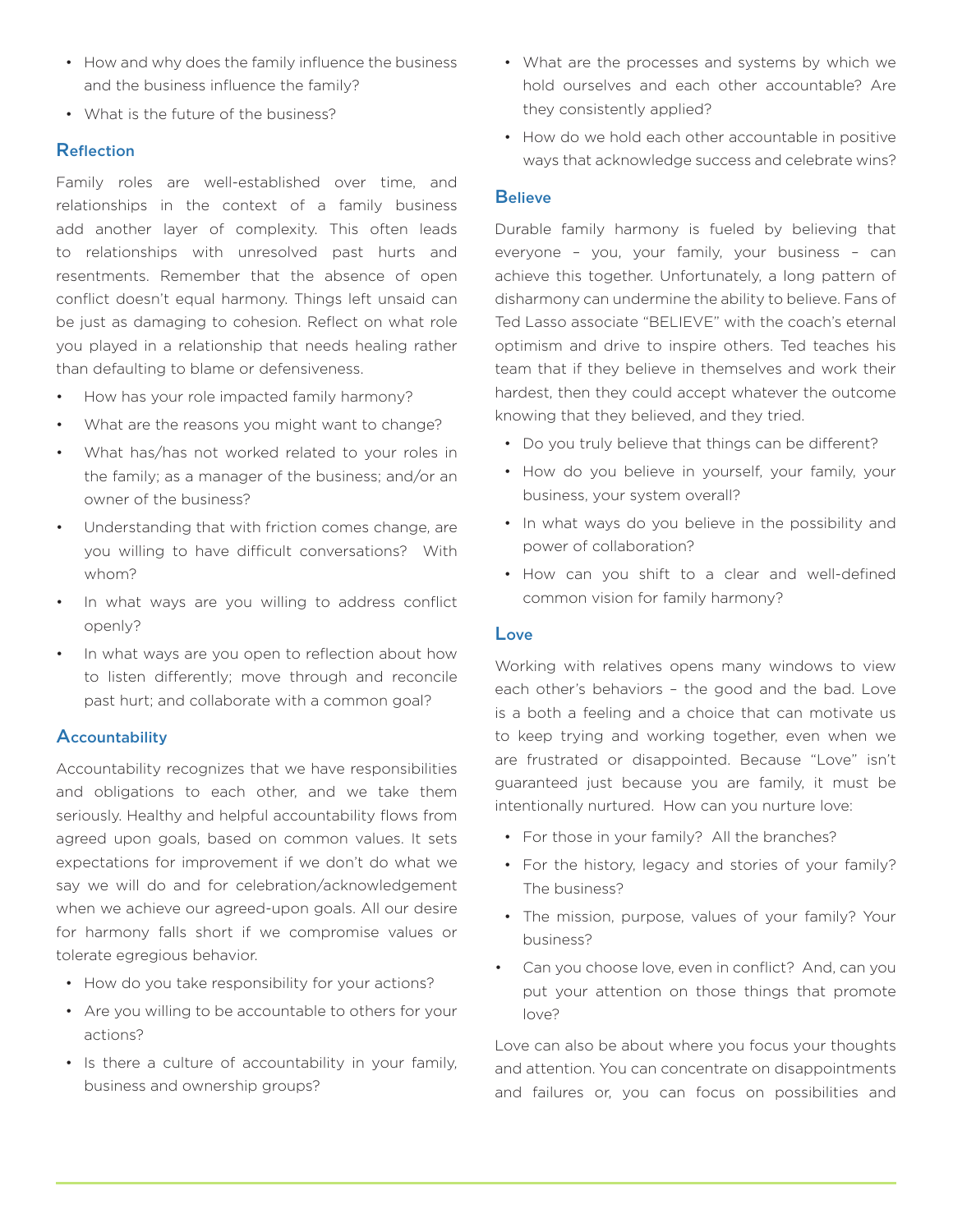- How and why does the family influence the business and the business influence the family?
- What is the future of the business?

## Reflection

Family roles are well-established over time, and relationships in the context of a family business add another layer of complexity. This often leads to relationships with unresolved past hurts and resentments. Remember that the absence of open conflict doesn't equal harmony. Things left unsaid can be just as damaging to cohesion. Reflect on what role you played in a relationship that needs healing rather than defaulting to blame or defensiveness.

- How has your role impacted family harmony?
- What are the reasons you might want to change?
- What has/has not worked related to your roles in the family; as a manager of the business; and/or an owner of the business?
- Understanding that with friction comes change, are you willing to have difficult conversations? With whom?
- In what ways are you willing to address conflict openly?
- In what ways are you open to reflection about how to listen differently; move through and reconcile past hurt; and collaborate with a common goal?

## Accountability

Accountability recognizes that we have responsibilities and obligations to each other, and we take them seriously. Healthy and helpful accountability flows from agreed upon goals, based on common values. It sets expectations for improvement if we don't do what we say we will do and for celebration/acknowledgement when we achieve our agreed-upon goals. All our desire for harmony falls short if we compromise values or tolerate egregious behavior.

- How do you take responsibility for your actions?
- Are you willing to be accountable to others for your actions?
- Is there a culture of accountability in your family, business and ownership groups?
- What are the processes and systems by which we hold ourselves and each other accountable? Are they consistently applied?
- How do we hold each other accountable in positive ways that acknowledge success and celebrate wins?

## Believe

Durable family harmony is fueled by believing that everyone – you, your family, your business – can achieve this together. Unfortunately, a long pattern of disharmony can undermine the ability to believe. Fans of Ted Lasso associate "BELIEVE" with the coach's eternal optimism and drive to inspire others. Ted teaches his team that if they believe in themselves and work their hardest, then they could accept whatever the outcome knowing that they believed, and they tried.

- Do you truly believe that things can be different?
- How do you believe in yourself, your family, your business, your system overall?
- In what ways do you believe in the possibility and power of collaboration?
- How can you shift to a clear and well-defined common vision for family harmony?

## Love

Working with relatives opens many windows to view each other's behaviors – the good and the bad. Love is a both a feeling and a choice that can motivate us to keep trying and working together, even when we are frustrated or disappointed. Because "Love" isn't guaranteed just because you are family, it must be intentionally nurtured. How can you nurture love:

- For those in your family? All the branches?
- For the history, legacy and stories of your family? The business?
- The mission, purpose, values of your family? Your business?
- Can you choose love, even in conflict? And, can you put your attention on those things that promote love?

Love can also be about where you focus your thoughts and attention. You can concentrate on disappointments and failures or, you can focus on possibilities and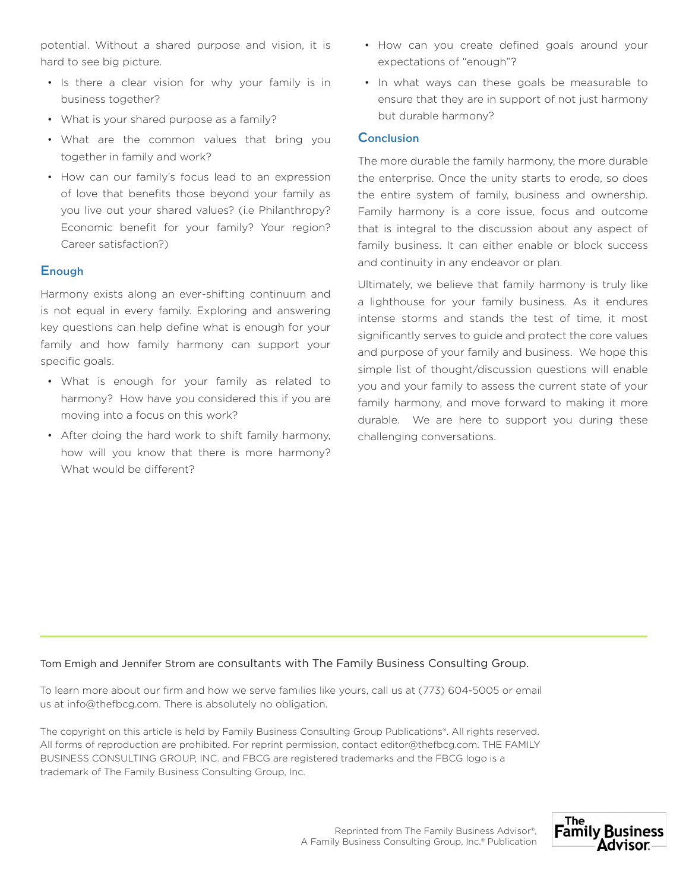potential. Without a shared purpose and vision, it is hard to see big picture.

- Is there a clear vision for why your family is in business together?
- What is your shared purpose as a family?
- What are the common values that bring you together in family and work?
- How can our family's focus lead to an expression of love that benefits those beyond your family as you live out your shared values? (i.e Philanthropy? Economic benefit for your family? Your region? Career satisfaction?)

## Enough

Harmony exists along an ever-shifting continuum and is not equal in every family. Exploring and answering key questions can help define what is enough for your family and how family harmony can support your specific goals.

- What is enough for your family as related to harmony? How have you considered this if you are moving into a focus on this work?
- After doing the hard work to shift family harmony, how will you know that there is more harmony? What would be different?
- How can you create defined goals around your expectations of "enough"?
- In what ways can these goals be measurable to ensure that they are in support of not just harmony but durable harmony?

## Conclusion

The more durable the family harmony, the more durable the enterprise. Once the unity starts to erode, so does the entire system of family, business and ownership. Family harmony is a core issue, focus and outcome that is integral to the discussion about any aspect of family business. It can either enable or block success and continuity in any endeavor or plan.

Ultimately, we believe that family harmony is truly like a lighthouse for your family business. As it endures intense storms and stands the test of time, it most significantly serves to guide and protect the core values and purpose of your family and business. We hope this simple list of thought/discussion questions will enable you and your family to assess the current state of your family harmony, and move forward to making it more durable. We are here to support you during these challenging conversations.

---

Tom Emigh and Jennifer Strom are consultants with The Family Business Consulting Group.

To learn more about our firm and how we serve families like yours, call us at (773) 604-5005 or email us at info@thefbcg.com. There is absolutely no obligation.

The copyright on this article is held by Family Business Consulting Group Publications®. All rights reserved. All forms of reproduction are prohibited. For reprint permission, contact editor@thefbcg.com. THE FAMILY BUSINESS CONSULTING GROUP, INC. and FBCG are registered trademarks and the FBCG logo is a trademark of The Family Business Consulting Group, Inc.

Reprinted from The Family Business Advisor®, A Family Business Consulting Group, Inc.® Publication

The Family Business Advisor